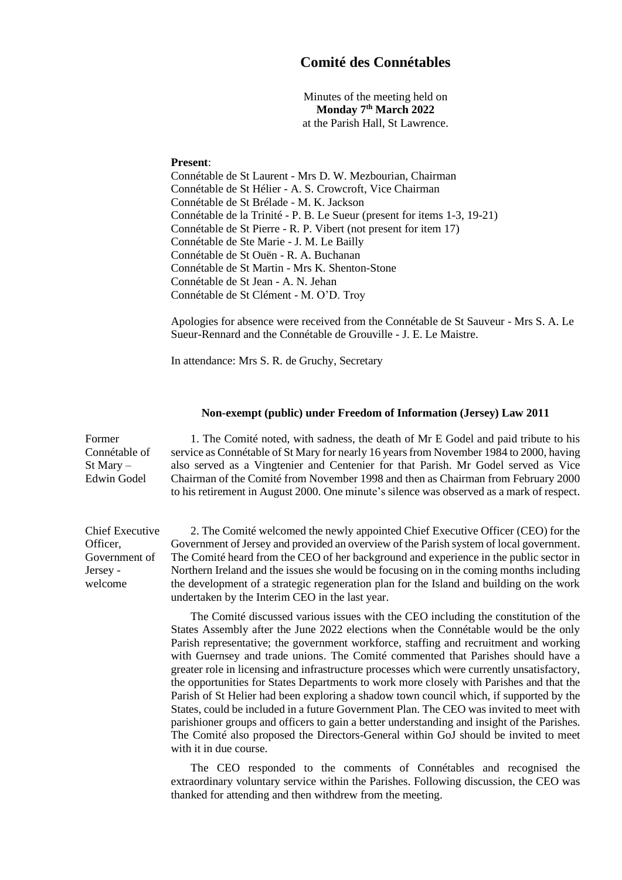# Comité des Connétables

Minutes of the meeting held on
**Monday 7th March 2022**
at the Parish Hall, St Lawrence.

**Present**:

Connétable de St Laurent - Mrs D. W. Mezbourian, Chairman
Connétable de St Hélier - A. S. Crowcroft, Vice Chairman
Connétable de St Brélade - M. K. Jackson
Connétable de la Trinité - P. B. Le Sueur (present for items 1-3, 19-21)
Connétable de St Pierre - R. P. Vibert (not present for item 17)
Connétable de Ste Marie - J. M. Le Bailly
Connétable de St Ouën - R. A. Buchanan
Connétable de St Martin - Mrs K. Shenton-Stone
Connétable de St Jean - A. N. Jehan
Connétable de St Clément - M. O'D. Troy

Apologies for absence were received from the Connétable de St Sauveur - Mrs S. A. Le Sueur-Rennard and the Connétable de Grouville - J. E. Le Maistre.

In attendance: Mrs S. R. de Gruchy, Secretary

**Non-exempt (public) under Freedom of Information (Jersey) Law 2011**

**Former Connétable of St Mary – Edwin Godel**

1. The Comité noted, with sadness, the death of Mr E Godel and paid tribute to his service as Connétable of St Mary for nearly 16 years from November 1984 to 2000, having also served as a Vingtenier and Centenier for that Parish. Mr Godel served as Vice Chairman of the Comité from November 1998 and then as Chairman from February 2000 to his retirement in August 2000. One minute's silence was observed as a mark of respect.

**Chief Executive Officer, Government of Jersey - welcome**

2. The Comité welcomed the newly appointed Chief Executive Officer (CEO) for the Government of Jersey and provided an overview of the Parish system of local government. The Comité heard from the CEO of her background and experience in the public sector in Northern Ireland and the issues she would be focusing on in the coming months including the development of a strategic regeneration plan for the Island and building on the work undertaken by the Interim CEO in the last year.

The Comité discussed various issues with the CEO including the constitution of the States Assembly after the June 2022 elections when the Connétable would be the only Parish representative; the government workforce, staffing and recruitment and working with Guernsey and trade unions. The Comité commented that Parishes should have a greater role in licensing and infrastructure processes which were currently unsatisfactory, the opportunities for States Departments to work more closely with Parishes and that the Parish of St Helier had been exploring a shadow town council which, if supported by the States, could be included in a future Government Plan. The CEO was invited to meet with parishioner groups and officers to gain a better understanding and insight of the Parishes. The Comité also proposed the Directors-General within GoJ should be invited to meet with it in due course.

The CEO responded to the comments of Connétables and recognised the extraordinary voluntary service within the Parishes. Following discussion, the CEO was thanked for attending and then withdrew from the meeting.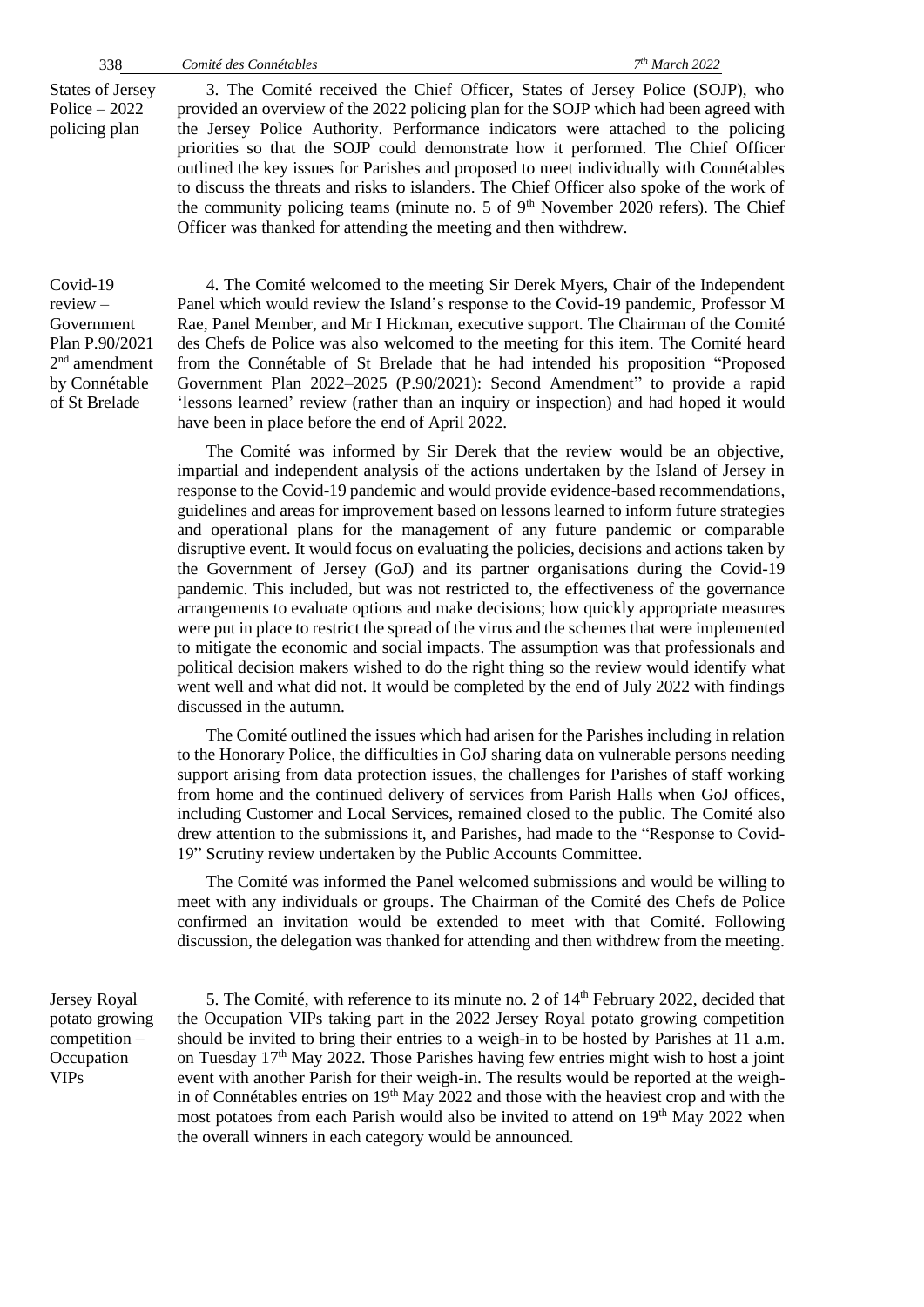**States of Jersey Police – 2022 policing plan**

3. The Comité received the Chief Officer, States of Jersey Police (SOJP), who provided an overview of the 2022 policing plan for the SOJP which had been agreed with the Jersey Police Authority. Performance indicators were attached to the policing priorities so that the SOJP could demonstrate how it performed. The Chief Officer outlined the key issues for Parishes and proposed to meet individually with Connétables to discuss the threats and risks to islanders. The Chief Officer also spoke of the work of the community policing teams (minute no. 5 of 9th November 2020 refers). The Chief Officer was thanked for attending the meeting and then withdrew.

**Covid-19 review – Government Plan P.90/2021 2nd amendment by Connétable of St Brelade**

4. The Comité welcomed to the meeting Sir Derek Myers, Chair of the Independent Panel which would review the Island's response to the Covid-19 pandemic, Professor M Rae, Panel Member, and Mr I Hickman, executive support. The Chairman of the Comité des Chefs de Police was also welcomed to the meeting for this item. The Comité heard from the Connétable of St Brelade that he had intended his proposition "Proposed Government Plan 2022–2025 (P.90/2021): Second Amendment" to provide a rapid 'lessons learned' review (rather than an inquiry or inspection) and had hoped it would have been in place before the end of April 2022.

The Comité was informed by Sir Derek that the review would be an objective, impartial and independent analysis of the actions undertaken by the Island of Jersey in response to the Covid-19 pandemic and would provide evidence-based recommendations, guidelines and areas for improvement based on lessons learned to inform future strategies and operational plans for the management of any future pandemic or comparable disruptive event. It would focus on evaluating the policies, decisions and actions taken by the Government of Jersey (GoJ) and its partner organisations during the Covid-19 pandemic. This included, but was not restricted to, the effectiveness of the governance arrangements to evaluate options and make decisions; how quickly appropriate measures were put in place to restrict the spread of the virus and the schemes that were implemented to mitigate the economic and social impacts. The assumption was that professionals and political decision makers wished to do the right thing so the review would identify what went well and what did not. It would be completed by the end of July 2022 with findings discussed in the autumn.

The Comité outlined the issues which had arisen for the Parishes including in relation to the Honorary Police, the difficulties in GoJ sharing data on vulnerable persons needing support arising from data protection issues, the challenges for Parishes of staff working from home and the continued delivery of services from Parish Halls when GoJ offices, including Customer and Local Services, remained closed to the public. The Comité also drew attention to the submissions it, and Parishes, had made to the "Response to Covid-19" Scrutiny review undertaken by the Public Accounts Committee.

The Comité was informed the Panel welcomed submissions and would be willing to meet with any individuals or groups. The Chairman of the Comité des Chefs de Police confirmed an invitation would be extended to meet with that Comité. Following discussion, the delegation was thanked for attending and then withdrew from the meeting.

**Jersey Royal potato growing competition – Occupation VIPs**

5. The Comité, with reference to its minute no. 2 of 14th February 2022, decided that the Occupation VIPs taking part in the 2022 Jersey Royal potato growing competition should be invited to bring their entries to a weigh-in to be hosted by Parishes at 11 a.m. on Tuesday 17th May 2022. Those Parishes having few entries might wish to host a joint event with another Parish for their weigh-in. The results would be reported at the weigh-in of Connétables entries on 19th May 2022 and those with the heaviest crop and with the most potatoes from each Parish would also be invited to attend on 19th May 2022 when the overall winners in each category would be announced.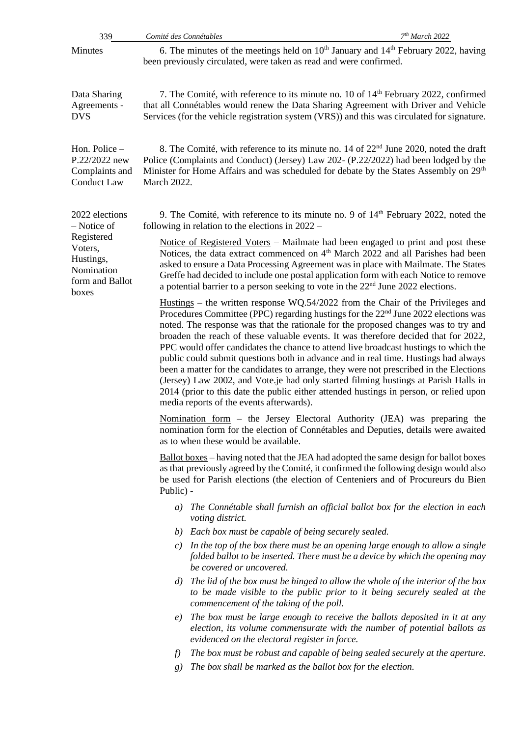**Minutes**

6. The minutes of the meetings held on 10th January and 14th February 2022, having been previously circulated, were taken as read and were confirmed.

**Data Sharing Agreements - DVS**

7. The Comité, with reference to its minute no. 10 of 14th February 2022, confirmed that all Connétables would renew the Data Sharing Agreement with Driver and Vehicle Services (for the vehicle registration system (VRS)) and this was circulated for signature.

**Hon. Police – P.22/2022 new Complaints and Conduct Law**

8. The Comité, with reference to its minute no. 14 of 22nd June 2020, noted the draft Police (Complaints and Conduct) (Jersey) Law 202- (P.22/2022) had been lodged by the Minister for Home Affairs and was scheduled for debate by the States Assembly on 29th March 2022.

**2022 elections – Notice of Registered Voters, Hustings, Nomination form and Ballot boxes**

9. The Comité, with reference to its minute no. 9 of 14th February 2022, noted the following in relation to the elections in 2022 –

<u>Notice of Registered Voters</u> – Mailmate had been engaged to print and post these Notices, the data extract commenced on 4th March 2022 and all Parishes had been asked to ensure a Data Processing Agreement was in place with Mailmate. The States Greffe had decided to include one postal application form with each Notice to remove a potential barrier to a person seeking to vote in the 22nd June 2022 elections.

<u>Hustings</u> – the written response WQ.54/2022 from the Chair of the Privileges and Procedures Committee (PPC) regarding hustings for the 22nd June 2022 elections was noted. The response was that the rationale for the proposed changes was to try and broaden the reach of these valuable events. It was therefore decided that for 2022, PPC would offer candidates the chance to attend live broadcast hustings to which the public could submit questions both in advance and in real time. Hustings had always been a matter for the candidates to arrange, they were not prescribed in the Elections (Jersey) Law 2002, and Vote.je had only started filming hustings at Parish Halls in 2014 (prior to this date the public either attended hustings in person, or relied upon media reports of the events afterwards).

<u>Nomination form</u> – the Jersey Electoral Authority (JEA) was preparing the nomination form for the election of Connétables and Deputies, details were awaited as to when these would be available.

<u>Ballot boxes</u> – having noted that the JEA had adopted the same design for ballot boxes as that previously agreed by the Comité, it confirmed the following design would also be used for Parish elections (the election of Centeniers and of Procureurs du Bien Public) -

*a) The Connétable shall furnish an official ballot box for the election in each voting district.*

*b) Each box must be capable of being securely sealed.*

*c) In the top of the box there must be an opening large enough to allow a single folded ballot to be inserted. There must be a device by which the opening may be covered or uncovered.*

*d) The lid of the box must be hinged to allow the whole of the interior of the box to be made visible to the public prior to it being securely sealed at the commencement of the taking of the poll.*

*e) The box must be large enough to receive the ballots deposited in it at any election, its volume commensurate with the number of potential ballots as evidenced on the electoral register in force.*

*f) The box must be robust and capable of being sealed securely at the aperture.*

*g) The box shall be marked as the ballot box for the election.*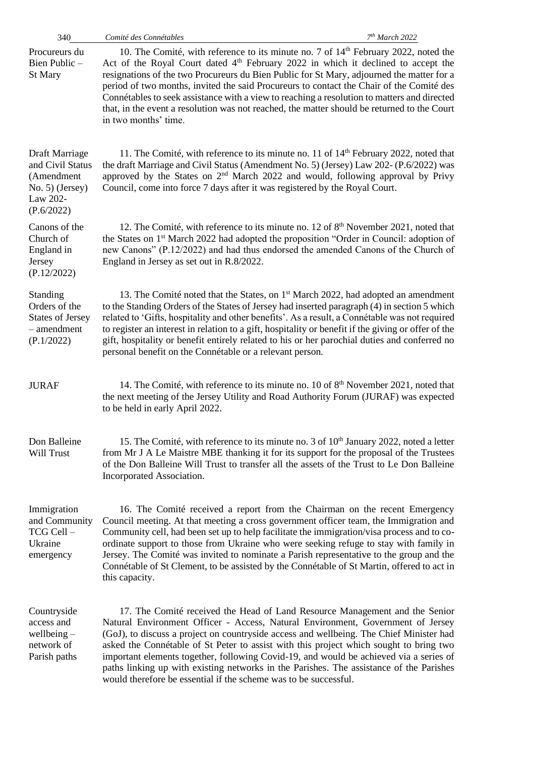**Procureurs du Bien Public – St Mary**

10. The Comité, with reference to its minute no. 7 of 14th February 2022, noted the Act of the Royal Court dated 4th February 2022 in which it declined to accept the resignations of the two Procureurs du Bien Public for St Mary, adjourned the matter for a period of two months, invited the said Procureurs to contact the Chair of the Comité des Connétables to seek assistance with a view to reaching a resolution to matters and directed that, in the event a resolution was not reached, the matter should be returned to the Court in two months' time.

**Draft Marriage and Civil Status (Amendment No. 5) (Jersey) Law 202- (P.6/2022)**

11. The Comité, with reference to its minute no. 11 of 14th February 2022, noted that the draft Marriage and Civil Status (Amendment No. 5) (Jersey) Law 202- (P.6/2022) was approved by the States on 2nd March 2022 and would, following approval by Privy Council, come into force 7 days after it was registered by the Royal Court.

**Canons of the Church of England in Jersey (P.12/2022)**

12. The Comité, with reference to its minute no. 12 of 8th November 2021, noted that the States on 1st March 2022 had adopted the proposition "Order in Council: adoption of new Canons" (P.12/2022) and had thus endorsed the amended Canons of the Church of England in Jersey as set out in R.8/2022.

**Standing Orders of the States of Jersey – amendment (P.1/2022)**

13. The Comité noted that the States, on 1st March 2022, had adopted an amendment to the Standing Orders of the States of Jersey had inserted paragraph (4) in section 5 which related to 'Gifts, hospitality and other benefits'. As a result, a Connétable was not required to register an interest in relation to a gift, hospitality or benefit if the giving or offer of the gift, hospitality or benefit entirely related to his or her parochial duties and conferred no personal benefit on the Connétable or a relevant person.

**JURAF**

14. The Comité, with reference to its minute no. 10 of 8th November 2021, noted that the next meeting of the Jersey Utility and Road Authority Forum (JURAF) was expected to be held in early April 2022.

**Don Balleine Will Trust**

15. The Comité, with reference to its minute no. 3 of 10th January 2022, noted a letter from Mr J A Le Maistre MBE thanking it for its support for the proposal of the Trustees of the Don Balleine Will Trust to transfer all the assets of the Trust to Le Don Balleine Incorporated Association.

**Immigration and Community TCG Cell – Ukraine emergency**

16. The Comité received a report from the Chairman on the recent Emergency Council meeting. At that meeting a cross government officer team, the Immigration and Community cell, had been set up to help facilitate the immigration/visa process and to co-ordinate support to those from Ukraine who were seeking refuge to stay with family in Jersey. The Comité was invited to nominate a Parish representative to the group and the Connétable of St Clement, to be assisted by the Connétable of St Martin, offered to act in this capacity.

**Countryside access and wellbeing – network of Parish paths**

17. The Comité received the Head of Land Resource Management and the Senior Natural Environment Officer - Access, Natural Environment, Government of Jersey (GoJ), to discuss a project on countryside access and wellbeing. The Chief Minister had asked the Connétable of St Peter to assist with this project which sought to bring two important elements together, following Covid-19, and would be achieved via a series of paths linking up with existing networks in the Parishes. The assistance of the Parishes would therefore be essential if the scheme was to be successful.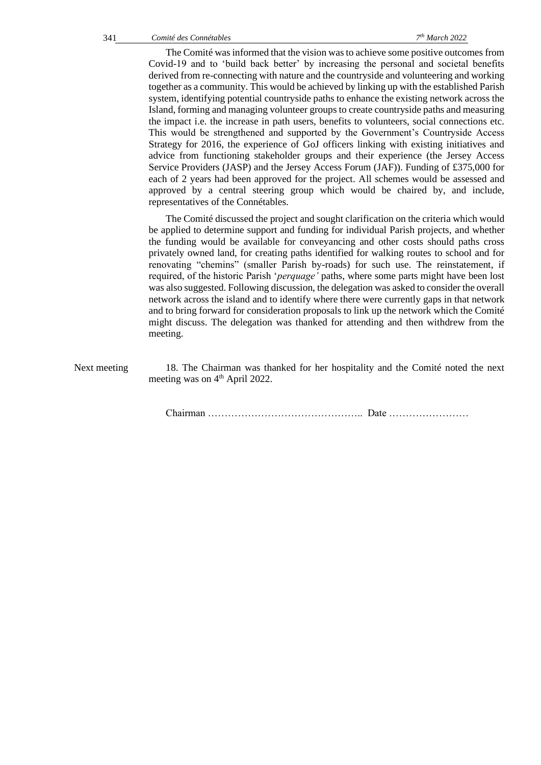The Comité was informed that the vision was to achieve some positive outcomes from Covid-19 and to 'build back better' by increasing the personal and societal benefits derived from re-connecting with nature and the countryside and volunteering and working together as a community. This would be achieved by linking up with the established Parish system, identifying potential countryside paths to enhance the existing network across the Island, forming and managing volunteer groups to create countryside paths and measuring the impact i.e. the increase in path users, benefits to volunteers, social connections etc. This would be strengthened and supported by the Government's Countryside Access Strategy for 2016, the experience of GoJ officers linking with existing initiatives and advice from functioning stakeholder groups and their experience (the Jersey Access Service Providers (JASP) and the Jersey Access Forum (JAF)). Funding of £375,000 for each of 2 years had been approved for the project. All schemes would be assessed and approved by a central steering group which would be chaired by, and include, representatives of the Connétables.

The Comité discussed the project and sought clarification on the criteria which would be applied to determine support and funding for individual Parish projects, and whether the funding would be available for conveyancing and other costs should paths cross privately owned land, for creating paths identified for walking routes to school and for renovating "chemins" (smaller Parish by-roads) for such use. The reinstatement, if required, of the historic Parish '*perquage'* paths, where some parts might have been lost was also suggested. Following discussion, the delegation was asked to consider the overall network across the island and to identify where there were currently gaps in that network and to bring forward for consideration proposals to link up the network which the Comité might discuss. The delegation was thanked for attending and then withdrew from the meeting.

Next meeting

18. The Chairman was thanked for her hospitality and the Comité noted the next meeting was on 4th April 2022.

Chairman ……………………………………….. Date ……………………